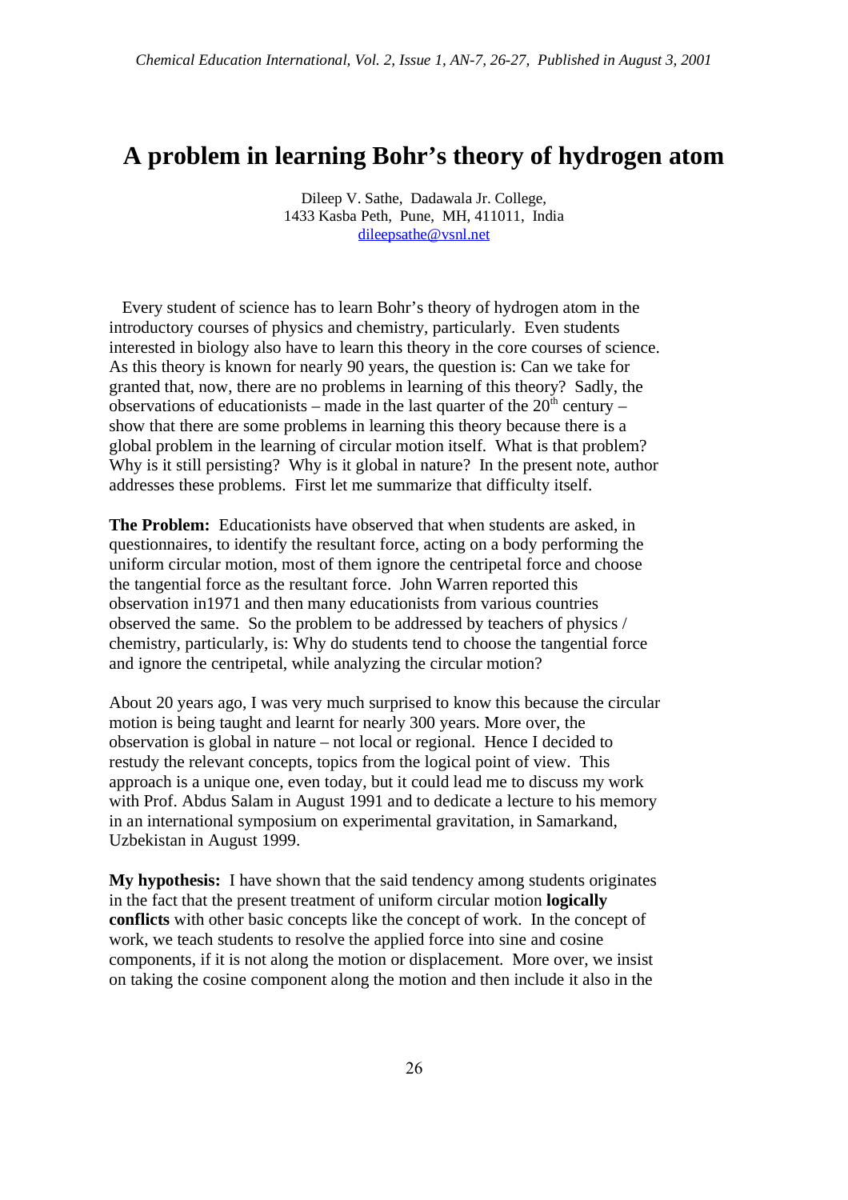# A problem in learning Bohr's theory of hydrogen atom

Dileep V. Sathe, Dadawala Jr. College,
1433 Kasba Peth, Pune, MH, 411011, India
dileepsathe@vsnl.net

Every student of science has to learn Bohr's theory of hydrogen atom in the introductory courses of physics and chemistry, particularly. Even students interested in biology also have to learn this theory in the core courses of science. As this theory is known for nearly 90 years, the question is: Can we take for granted that, now, there are no problems in learning of this theory? Sadly, the observations of educationists – made in the last quarter of the 20th century – show that there are some problems in learning this theory because there is a global problem in the learning of circular motion itself. What is that problem? Why is it still persisting? Why is it global in nature? In the present note, author addresses these problems. First let me summarize that difficulty itself.

**The Problem:** Educationists have observed that when students are asked, in questionnaires, to identify the resultant force, acting on a body performing the uniform circular motion, most of them ignore the centripetal force and choose the tangential force as the resultant force. John Warren reported this observation in1971 and then many educationists from various countries observed the same. So the problem to be addressed by teachers of physics / chemistry, particularly, is: Why do students tend to choose the tangential force and ignore the centripetal, while analyzing the circular motion?

About 20 years ago, I was very much surprised to know this because the circular motion is being taught and learnt for nearly 300 years. More over, the observation is global in nature – not local or regional. Hence I decided to restudy the relevant concepts, topics from the logical point of view. This approach is a unique one, even today, but it could lead me to discuss my work with Prof. Abdus Salam in August 1991 and to dedicate a lecture to his memory in an international symposium on experimental gravitation, in Samarkand, Uzbekistan in August 1999.

**My hypothesis:** I have shown that the said tendency among students originates in the fact that the present treatment of uniform circular motion **logically conflicts** with other basic concepts like the concept of work. In the concept of work, we teach students to resolve the applied force into sine and cosine components, if it is not along the motion or displacement. More over, we insist on taking the cosine component along the motion and then include it also in the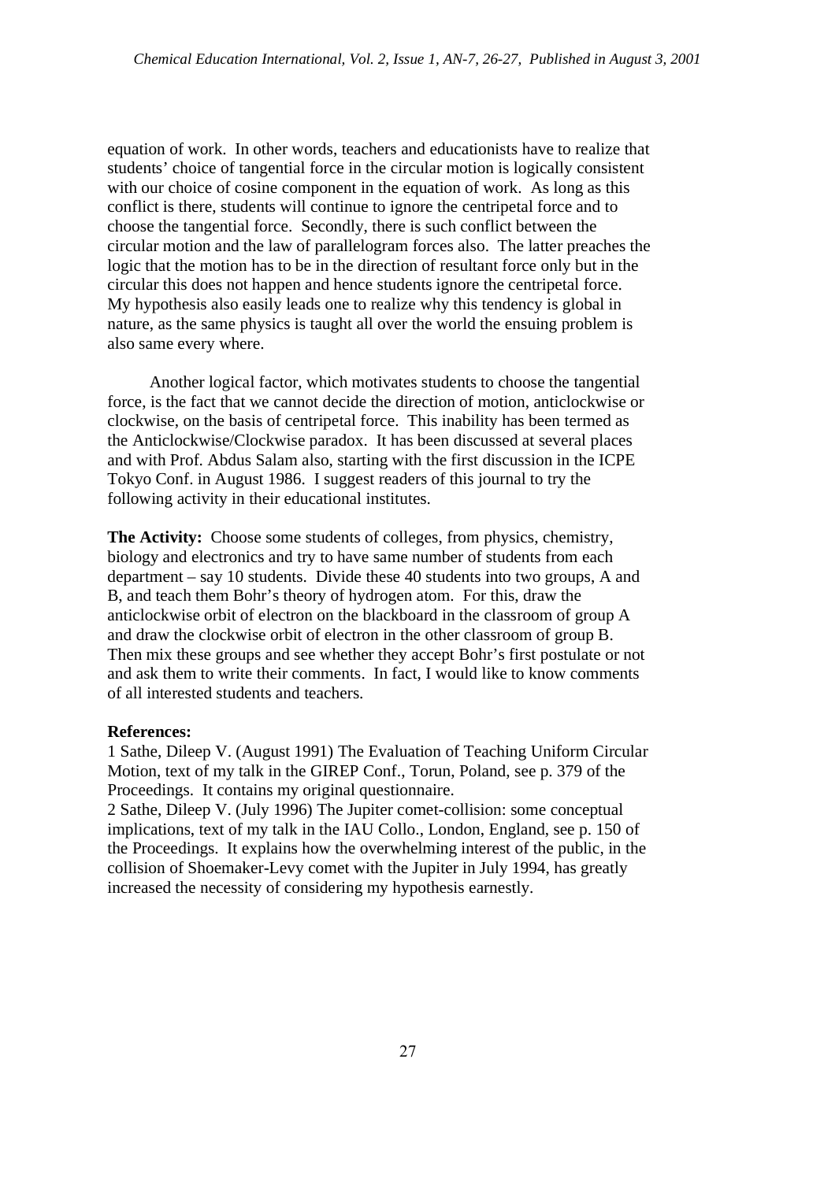equation of work. In other words, teachers and educationists have to realize that students' choice of tangential force in the circular motion is logically consistent with our choice of cosine component in the equation of work. As long as this conflict is there, students will continue to ignore the centripetal force and to choose the tangential force. Secondly, there is such conflict between the circular motion and the law of parallelogram forces also. The latter preaches the logic that the motion has to be in the direction of resultant force only but in the circular this does not happen and hence students ignore the centripetal force. My hypothesis also easily leads one to realize why this tendency is global in nature, as the same physics is taught all over the world the ensuing problem is also same every where.

Another logical factor, which motivates students to choose the tangential force, is the fact that we cannot decide the direction of motion, anticlockwise or clockwise, on the basis of centripetal force. This inability has been termed as the Anticlockwise/Clockwise paradox. It has been discussed at several places and with Prof. Abdus Salam also, starting with the first discussion in the ICPE Tokyo Conf. in August 1986. I suggest readers of this journal to try the following activity in their educational institutes.

**The Activity:** Choose some students of colleges, from physics, chemistry, biology and electronics and try to have same number of students from each department – say 10 students. Divide these 40 students into two groups, A and B, and teach them Bohr's theory of hydrogen atom. For this, draw the anticlockwise orbit of electron on the blackboard in the classroom of group A and draw the clockwise orbit of electron in the other classroom of group B. Then mix these groups and see whether they accept Bohr's first postulate or not and ask them to write their comments. In fact, I would like to know comments of all interested students and teachers.

**References:**

1 Sathe, Dileep V. (August 1991) The Evaluation of Teaching Uniform Circular Motion, text of my talk in the GIREP Conf., Torun, Poland, see p. 379 of the Proceedings. It contains my original questionnaire.

2 Sathe, Dileep V. (July 1996) The Jupiter comet-collision: some conceptual implications, text of my talk in the IAU Collo., London, England, see p. 150 of the Proceedings. It explains how the overwhelming interest of the public, in the collision of Shoemaker-Levy comet with the Jupiter in July 1994, has greatly increased the necessity of considering my hypothesis earnestly.